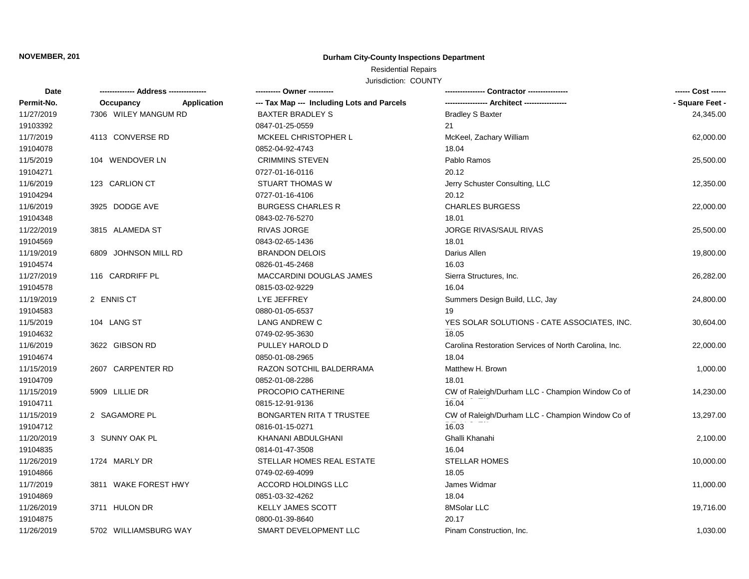NOVEMBER, 201

**Durham City-County Inspections Department**

Residential Repairs

Jurisdiction: COUNTY

| Date / Permit-No. | Address / Occupancy / Application | Owner / Tax Map --- Including Lots and Parcels | Contractor / Architect | Cost / Square Feet |
|---|---|---|---|---|
| 11/27/2019<br>19103392 | 7306 WILEY MANGUM RD | BAXTER BRADLEY S<br>0847-01-25-0559 | Bradley S Baxter<br>21 | 24,345.00 |
| 11/7/2019<br>19104078 | 4113 CONVERSE RD | MCKEEL CHRISTOPHER L<br>0852-04-92-4743 | McKeel, Zachary William<br>18.04 | 62,000.00 |
| 11/5/2019<br>19104271 | 104 WENDOVER LN | CRIMMINS STEVEN<br>0727-01-16-0116 | Pablo Ramos<br>20.12 | 25,500.00 |
| 11/6/2019<br>19104294 | 123 CARLION CT | STUART THOMAS W<br>0727-01-16-4106 | Jerry Schuster Consulting, LLC<br>20.12 | 12,350.00 |
| 11/6/2019<br>19104348 | 3925 DODGE AVE | BURGESS CHARLES R<br>0843-02-76-5270 | CHARLES BURGESS<br>18.01 | 22,000.00 |
| 11/22/2019<br>19104569 | 3815 ALAMEDA ST | RIVAS JORGE<br>0843-02-65-1436 | JORGE RIVAS/SAUL RIVAS<br>18.01 | 25,500.00 |
| 11/19/2019<br>19104574 | 6809 JOHNSON MILL RD | BRANDON DELOIS<br>0826-01-45-2468 | Darius Allen<br>16.03 | 19,800.00 |
| 11/27/2019<br>19104578 | 116 CARDRIFF PL | MACCARDINI DOUGLAS JAMES<br>0815-03-02-9229 | Sierra Structures, Inc.<br>16.04 | 26,282.00 |
| 11/19/2019<br>19104583 | 2 ENNIS CT | LYE JEFFREY<br>0880-01-05-6537 | Summers Design Build, LLC, Jay<br>19 | 24,800.00 |
| 11/5/2019<br>19104632 | 104 LANG ST | LANG ANDREW C<br>0749-02-95-3630 | YES SOLAR SOLUTIONS - CATE ASSOCIATES, INC.<br>18.05 | 30,604.00 |
| 11/6/2019<br>19104674 | 3622 GIBSON RD | PULLEY HAROLD D<br>0850-01-08-2965 | Carolina Restoration Services of North Carolina, Inc.<br>18.04 | 22,000.00 |
| 11/15/2019<br>19104709 | 2607 CARPENTER RD | RAZON SOTCHIL BALDERRAMA<br>0852-01-08-2286 | Matthew H. Brown<br>18.01 | 1,000.00 |
| 11/15/2019<br>19104711 | 5909 LILLIE DR | PROCOPIO CATHERINE<br>0815-12-91-9136 | CW of Raleigh/Durham LLC - Champion Window Co of<br>16.04 | 14,230.00 |
| 11/15/2019<br>19104712 | 2 SAGAMORE PL | BONGARTEN RITA T TRUSTEE<br>0816-01-15-0271 | CW of Raleigh/Durham LLC - Champion Window Co of<br>16.03 | 13,297.00 |
| 11/20/2019<br>19104835 | 3 SUNNY OAK PL | KHANANI ABDULGHANI<br>0814-01-47-3508 | Ghalli Khanahi<br>16.04 | 2,100.00 |
| 11/26/2019<br>19104866 | 1724 MARLY DR | STELLAR HOMES REAL ESTATE<br>0749-02-69-4099 | STELLAR HOMES<br>18.05 | 10,000.00 |
| 11/7/2019<br>19104869 | 3811 WAKE FOREST HWY | ACCORD HOLDINGS LLC<br>0851-03-32-4262 | James Widmar<br>18.04 | 11,000.00 |
| 11/26/2019<br>19104875 | 3711 HULON DR | KELLY JAMES SCOTT<br>0800-01-39-8640 | 8MSolar LLC<br>20.17 | 19,716.00 |
| 11/26/2019 | 5702 WILLIAMSBURG WAY | SMART DEVELOPMENT LLC | Pinam Construction, Inc. | 1,030.00 |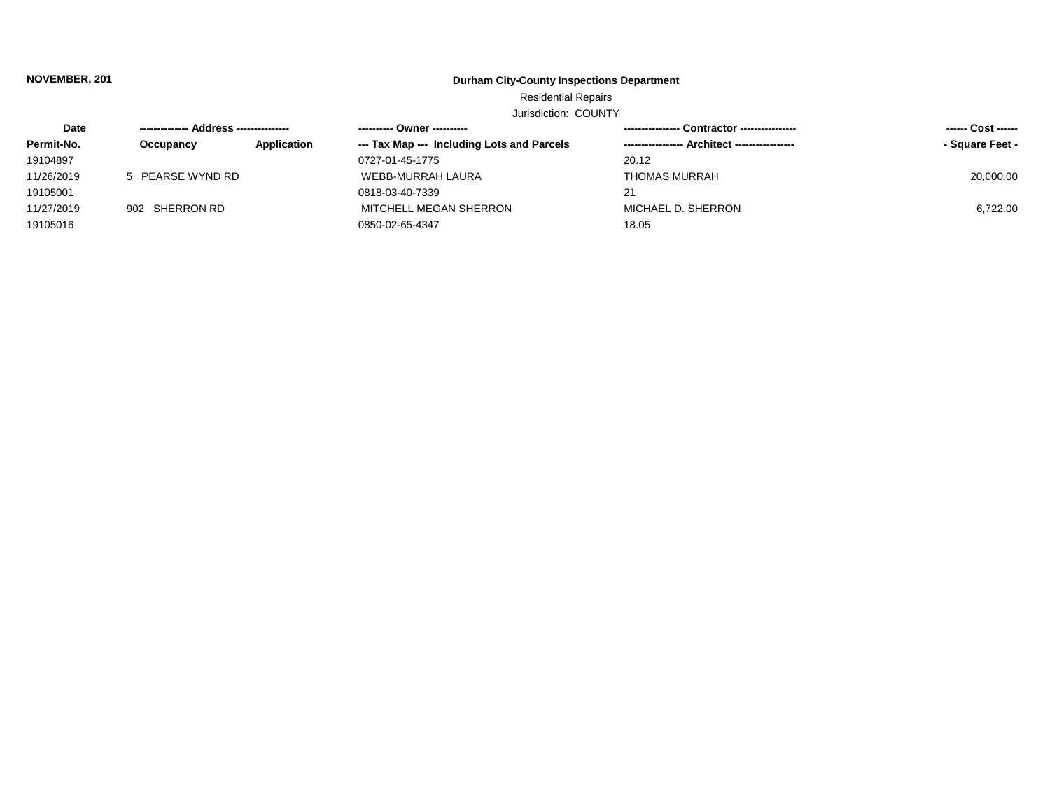**NOVEMBER, 201**

**Durham City-County Inspections Department**

Residential Repairs

Jurisdiction: COUNTY

| Date<br>Permit-No. | -------------- Address ---------------<br>Occupancy | <br>Application | ---------- Owner ----------<br>--- Tax Map --- Including Lots and Parcels | ---------------- Contractor ----------------<br>----------------- Architect ----------------- | ------ Cost ------<br>- Square Feet - |
|---|---|---|---|---|---|
| 19104897 | | | 0727-01-45-1775 | 20.12 | |
| 11/26/2019 | 5 PEARSE WYND RD | | WEBB-MURRAH LAURA | THOMAS MURRAH | 20,000.00 |
| 19105001 | | | 0818-03-40-7339 | 21 | |
| 11/27/2019 | 902 SHERRON RD | | MITCHELL MEGAN SHERRON | MICHAEL D. SHERRON | 6,722.00 |
| 19105016 | | | 0850-02-65-4347 | 18.05 | |